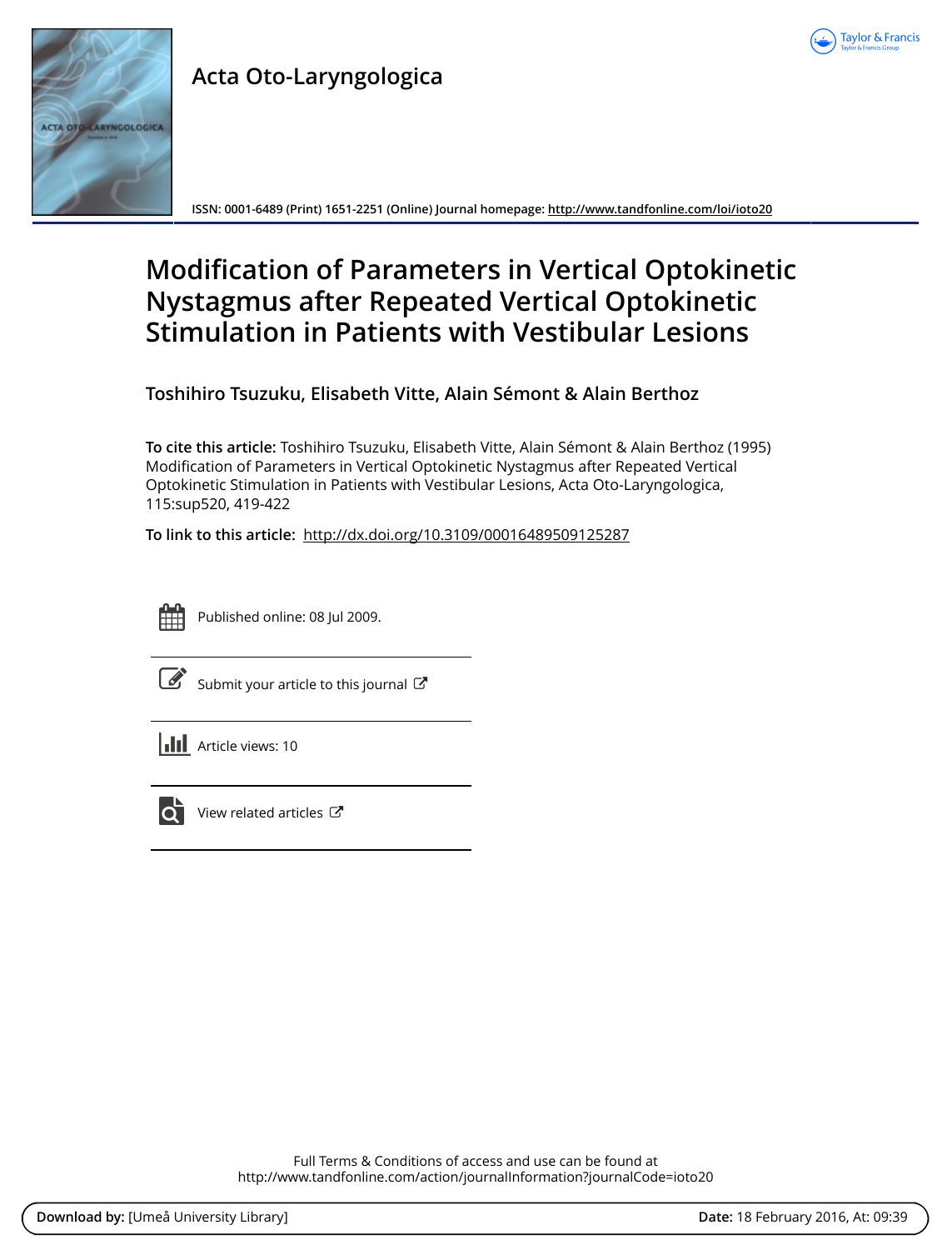**Acta Oto-Laryngologica**

ISSN: 0001-6489 (Print) 1651-2251 (Online) Journal homepage: http://www.tandfonline.com/loi/ioto20

# Modification of Parameters in Vertical Optokinetic Nystagmus after Repeated Vertical Optokinetic Stimulation in Patients with Vestibular Lesions

**Toshihiro Tsuzuku, Elisabeth Vitte, Alain Sémont & Alain Berthoz**

**To cite this article:** Toshihiro Tsuzuku, Elisabeth Vitte, Alain Sémont & Alain Berthoz (1995) Modification of Parameters in Vertical Optokinetic Nystagmus after Repeated Vertical Optokinetic Stimulation in Patients with Vestibular Lesions, Acta Oto-Laryngologica, 115:sup520, 419-422

**To link to this article:** http://dx.doi.org/10.3109/00016489509125287

Published online: 08 Jul 2009.

Submit your article to this journal

Article views: 10

View related articles

Full Terms & Conditions of access and use can be found at
http://www.tandfonline.com/action/journalInformation?journalCode=ioto20

**Download by:** [Umeå University Library] **Date:** 18 February 2016, At: 09:39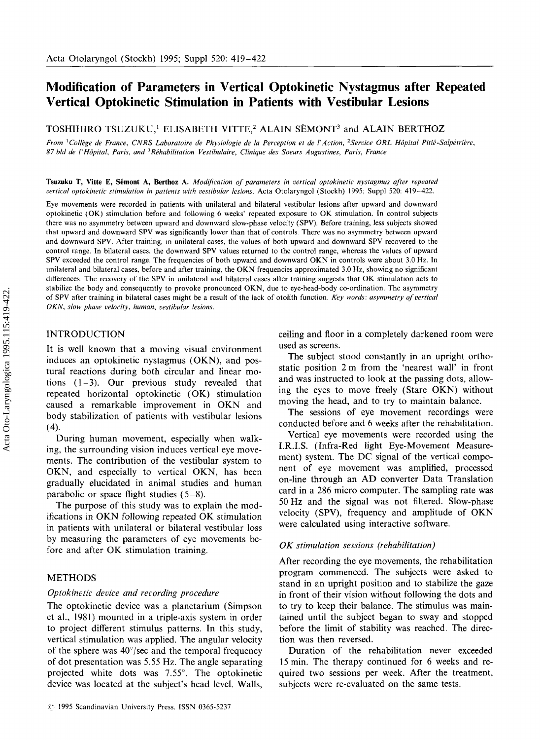# Modification of Parameters in Vertical Optokinetic Nystagmus after Repeated Vertical Optokinetic Stimulation in Patients with Vestibular Lesions

TOSHIHIRO TSUZUKU,[1] ELISABETH VITTE,[2] ALAIN SÉMONT[3] and ALAIN BERTHOZ

*From [1]Collège de France, CNRS Laboratoire de Physiologie de la Perception et de l'Action, [2]Service ORL Hôpital Pitié-Salpêtrière, 87 bld de l'Hôpital, Paris, and [3]Réhabilitation Vestibulaire, Clinique des Soeurs Augustines, Paris, France*

**Tsuzuku T, Vitte E, Sémont A, Berthoz A.** *Modification of parameters in vertical optokinetic nystagmus after repeated vertical optokinetic stimulation in patients with vestibular lesions.* Acta Otolaryngol (Stockh) 1995; Suppl 520: 419–422.

Eye movements were recorded in patients with unilateral and bilateral vestibular lesions after upward and downward optokinetic (OK) stimulation before and following 6 weeks' repeated exposure to OK stimulation. In control subjects there was no asymmetry between upward and downward slow-phase velocity (SPV). Before training, less subjects showed that upward and downward SPV was significantly lower than that of controls. There was no asymmetry between upward and downward SPV. After training, in unilateral cases, the values of both upward and downward SPV recovered to the control range. In bilateral cases, the downward SPV values returned to the control range, whereas the values of upward SPV exceeded the control range. The frequencies of both upward and downward OKN in controls were about 3.0 Hz. In unilateral and bilateral cases, before and after training, the OKN frequencies approximated 3.0 Hz, showing no significant differences. The recovery of the SPV in unilateral and bilateral cases after training suggests that OK stimulation acts to stabilize the body and consequently to provoke pronounced OKN, due to eye-head-body co-ordination. The asymmetry of SPV after training in bilateral cases might be a result of the lack of otolith function. *Key words: asymmetry of vertical OKN, slow phase velocity, human, vestibular lesions.*

## INTRODUCTION

It is well known that a moving visual environment induces an optokinetic nystagmus (OKN), and postural reactions during both circular and linear motions (1–3). Our previous study revealed that repeated horizontal optokinetic (OK) stimulation caused a remarkable improvement in OKN and body stabilization of patients with vestibular lesions (4).

During human movement, especially when walking, the surrounding vision induces vertical eye movements. The contribution of the vestibular system to OKN, and especially to vertical OKN, has been gradually elucidated in animal studies and human parabolic or space flight studies (5–8).

The purpose of this study was to explain the modifications in OKN following repeated OK stimulation in patients with unilateral or bilateral vestibular loss by measuring the parameters of eye movements before and after OK stimulation training.

## METHODS

### *Optokinetic device and recording procedure*

The optokinetic device was a planetarium (Simpson et al., 1981) mounted in a triple-axis system in order to project different stimulus patterns. In this study, vertical stimulation was applied. The angular velocity of the sphere was 40°/sec and the temporal frequency of dot presentation was 5.55 Hz. The angle separating projected white dots was 7.55°. The optokinetic device was located at the subject's head level. Walls, ceiling and floor in a completely darkened room were used as screens.

The subject stood constantly in an upright orthostatic position 2 m from the 'nearest wall' in front and was instructed to look at the passing dots, allowing the eyes to move freely (Stare OKN) without moving the head, and to try to maintain balance.

The sessions of eye movement recordings were conducted before and 6 weeks after the rehabilitation.

Vertical eye movements were recorded using the I.R.I.S. (Infra-Red light Eye-Movement Measurement) system. The DC signal of the vertical component of eye movement was amplified, processed on-line through an AD converter Data Translation card in a 286 micro computer. The sampling rate was 50 Hz and the signal was not filtered. Slow-phase velocity (SPV), frequency and amplitude of OKN were calculated using interactive software.

### *OK stimulation sessions (rehabilitation)*

After recording the eye movements, the rehabilitation program commenced. The subjects were asked to stand in an upright position and to stabilize the gaze in front of their vision without following the dots and to try to keep their balance. The stimulus was maintained until the subject began to sway and stopped before the limit of stability was reached. The direction was then reversed.

Duration of the rehabilitation never exceeded 15 min. The therapy continued for 6 weeks and required two sessions per week. After the treatment, subjects were re-evaluated on the same tests.

© 1995 Scandinavian University Press. ISSN 0365-5237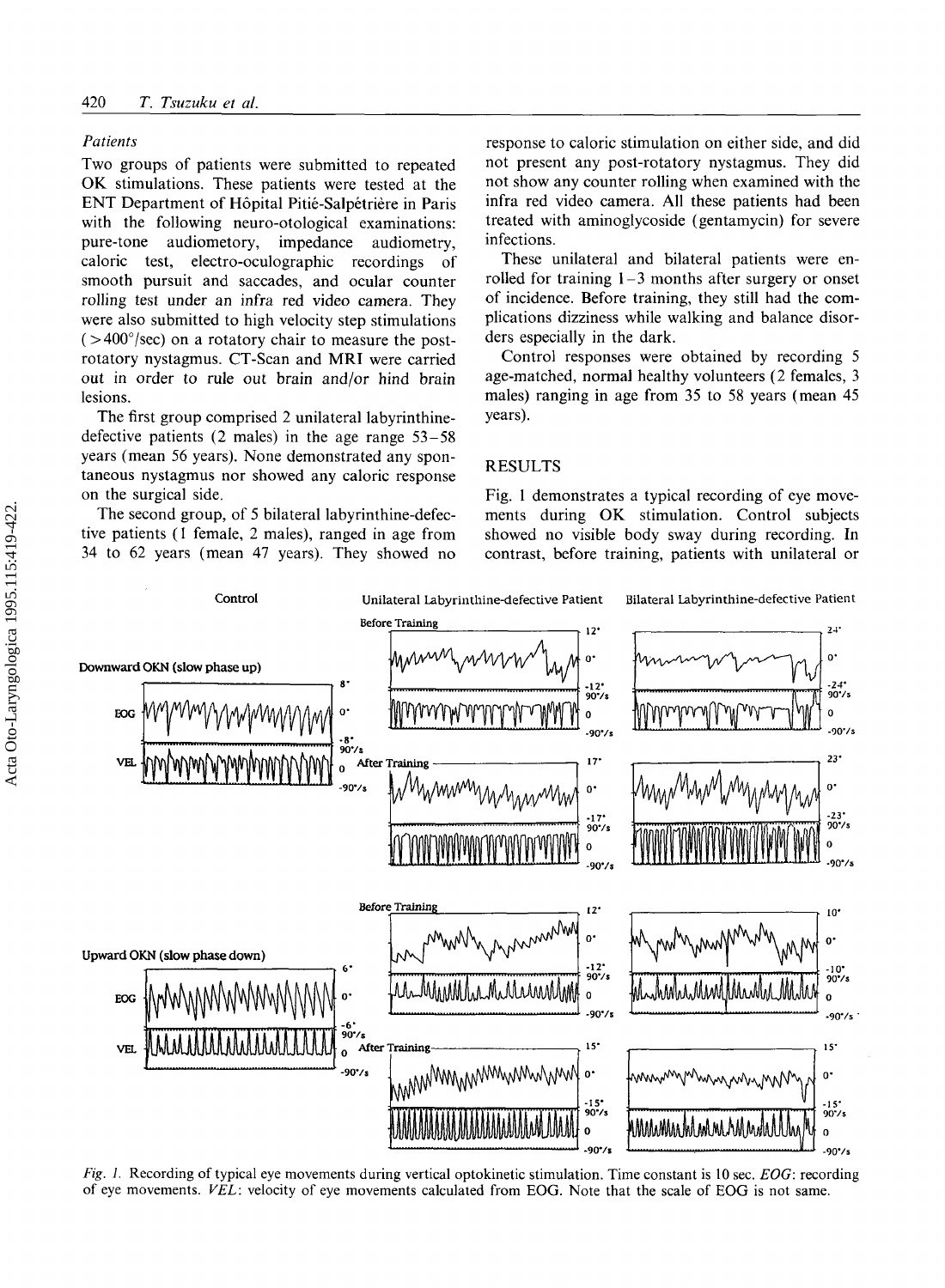### Patients

Two groups of patients were submitted to repeated OK stimulations. These patients were tested at the ENT Department of Hôpital Pitié-Salpétrière in Paris with the following neuro-otological examinations: pure-tone audiometory, impedance audiometry, caloric test, electro-oculographic recordings of smooth pursuit and saccades, and ocular counter rolling test under an infra red video camera. They were also submitted to high velocity step stimulations (>400°/sec) on a rotatory chair to measure the post-rotatory nystagmus. CT-Scan and MRI were carried out in order to rule out brain and/or hind brain lesions.

The first group comprised 2 unilateral labyrinthine-defective patients (2 males) in the age range 53–58 years (mean 56 years). None demonstrated any spontaneous nystagmus nor showed any caloric response on the surgical side.

The second group, of 5 bilateral labyrinthine-defective patients (1 female, 2 males), ranged in age from 34 to 62 years (mean 47 years). They showed no response to caloric stimulation on either side, and did not present any post-rotatory nystagmus. They did not show any counter rolling when examined with the infra red video camera. All these patients had been treated with aminoglycoside (gentamycin) for severe infections.

These unilateral and bilateral patients were enrolled for training 1–3 months after surgery or onset of incidence. Before training, they still had the complications dizziness while walking and balance disorders especially in the dark.

Control responses were obtained by recording 5 age-matched, normal healthy volunteers (2 females, 3 males) ranging in age from 35 to 58 years (mean 45 years).

## RESULTS

Fig. 1 demonstrates a typical recording of eye movements during OK stimulation. Control subjects showed no visible body sway during recording. In contrast, before training, patients with unilateral or

*Fig. 1.* Recording of typical eye movements during vertical optokinetic stimulation. Time constant is 10 sec. *EOG*: recording of eye movements. *VEL*: velocity of eye movements calculated from EOG. Note that the scale of EOG is not same.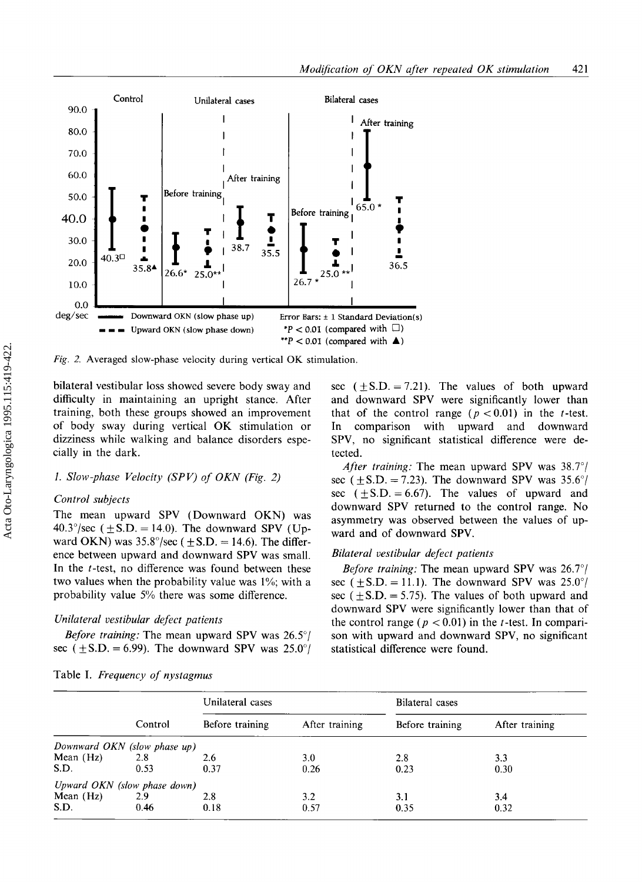Fig. 2. Averaged slow-phase velocity during vertical OK stimulation.

bilateral vestibular loss showed severe body sway and difficulty in maintaining an upright stance. After training, both these groups showed an improvement of body sway during vertical OK stimulation or dizziness while walking and balance disorders especially in the dark.

### 1. Slow-phase Velocity (SPV) of OKN (Fig. 2)

#### Control subjects

The mean upward SPV (Downward OKN) was 40.3°/sec (±S.D. = 14.0). The downward SPV (Upward OKN) was 35.8°/sec (±S.D. = 14.6). The difference between upward and downward SPV was small. In the *t*-test, no difference was found between these two values when the probability value was 1%; with a probability value 5% there was some difference.

#### Unilateral vestibular defect patients

*Before training:* The mean upward SPV was 26.5°/sec (±S.D. = 6.99). The downward SPV was 25.0°/sec (±S.D. = 7.21). The values of both upward and downward SPV were significantly lower than that of the control range ($p < 0.01$) in the *t*-test. In comparison with upward and downward SPV, no significant statistical difference were detected.

*After training:* The mean upward SPV was 38.7°/sec (±S.D. = 7.23). The downward SPV was 35.6°/sec (±S.D. = 6.67). The values of upward and downward SPV returned to the control range. No asymmetry was observed between the values of upward and of downward SPV.

#### Bilateral vestibular defect patients

*Before training:* The mean upward SPV was 26.7°/sec (±S.D. = 11.1). The downward SPV was 25.0°/sec (±S.D. = 5.75). The values of both upward and downward SPV were significantly lower than that of the control range ($p < 0.01$) in the *t*-test. In comparison with upward and downward SPV, no significant statistical difference were found.

Table I. *Frequency of nystagmus*

| | Control | Unilateral cases | | Bilateral cases | |
|---|---|---|---|---|---|
| | | Before training | After training | Before training | After training |
| *Downward OKN (slow phase up)* | | | | | |
| Mean (Hz) | 2.8 | 2.6 | 3.0 | 2.8 | 3.3 |
| S.D. | 0.53 | 0.37 | 0.26 | 0.23 | 0.30 |
| *Upward OKN (slow phase down)* | | | | | |
| Mean (Hz) | 2.9 | 2.8 | 3.2 | 3.1 | 3.4 |
| S.D. | 0.46 | 0.18 | 0.57 | 0.35 | 0.32 |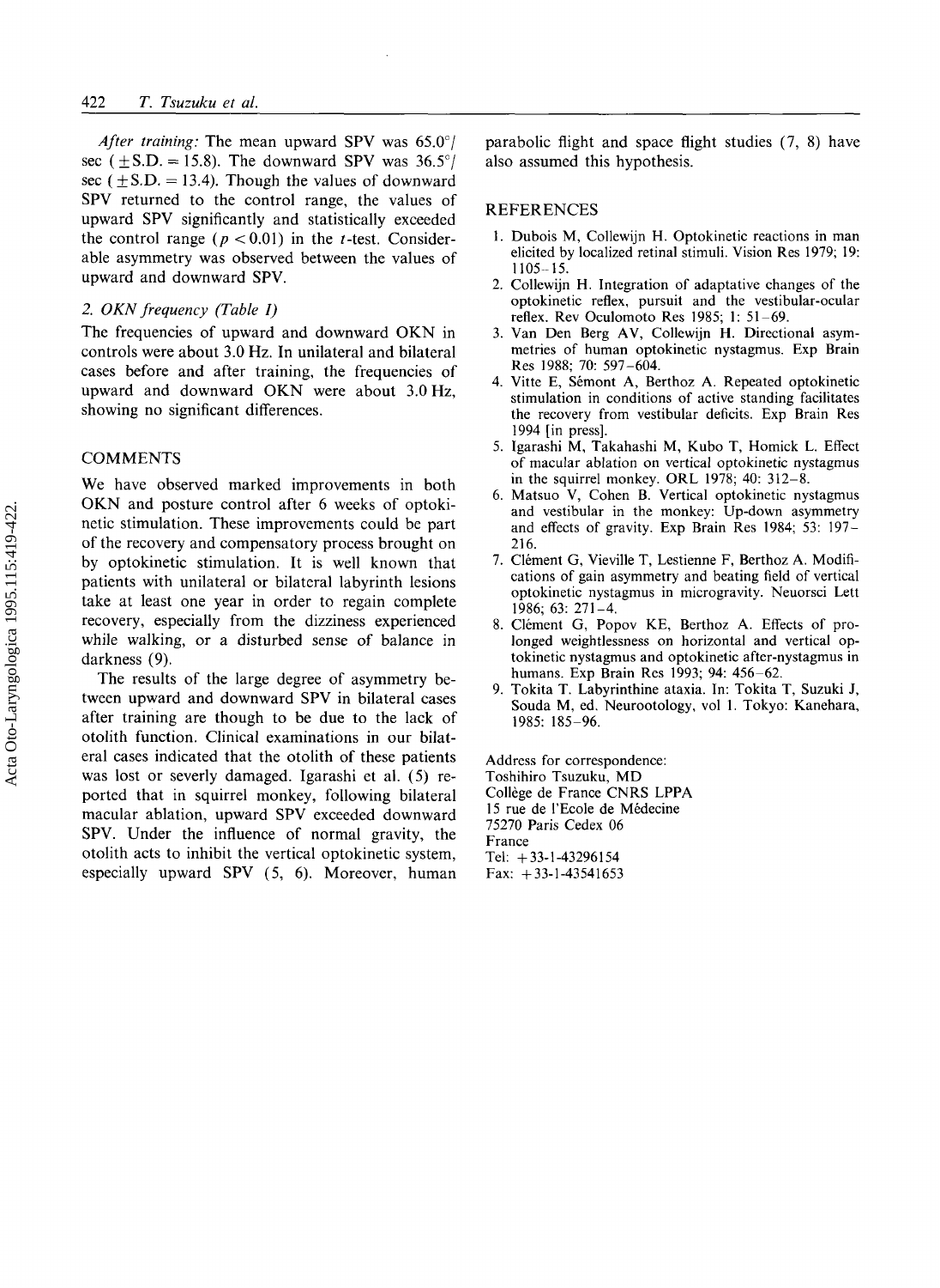*After training:* The mean upward SPV was 65.0°/sec (±S.D. = 15.8). The downward SPV was 36.5°/sec (±S.D. = 13.4). Though the values of downward SPV returned to the control range, the values of upward SPV significantly and statistically exceeded the control range ($p < 0.01$) in the *t*-test. Considerable asymmetry was observed between the values of upward and downward SPV.

### 2. *OKN frequency (Table I)*

The frequencies of upward and downward OKN in controls were about 3.0 Hz. In unilateral and bilateral cases before and after training, the frequencies of upward and downward OKN were about 3.0 Hz, showing no significant differences.

## COMMENTS

We have observed marked improvements in both OKN and posture control after 6 weeks of optokinetic stimulation. These improvements could be part of the recovery and compensatory process brought on by optokinetic stimulation. It is well known that patients with unilateral or bilateral labyrinth lesions take at least one year in order to regain complete recovery, especially from the dizziness experienced while walking, or a disturbed sense of balance in darkness (9).

The results of the large degree of asymmetry between upward and downward SPV in bilateral cases after training are though to be due to the lack of otolith function. Clinical examinations in our bilateral cases indicated that the otolith of these patients was lost or severly damaged. Igarashi et al. (5) reported that in squirrel monkey, following bilateral macular ablation, upward SPV exceeded downward SPV. Under the influence of normal gravity, the otolith acts to inhibit the vertical optokinetic system, especially upward SPV (5, 6). Moreover, human parabolic flight and space flight studies (7, 8) have also assumed this hypothesis.

## REFERENCES

1. Dubois M, Collewijn H. Optokinetic reactions in man elicited by localized retinal stimuli. Vision Res 1979; 19: 1105–15.
2. Collewijn H. Integration of adaptative changes of the optokinetic reflex, pursuit and the vestibular-ocular reflex. Rev Oculomoto Res 1985; 1: 51–69.
3. Van Den Berg AV, Collewijn H. Directional asymmetries of human optokinetic nystagmus. Exp Brain Res 1988; 70: 597–604.
4. Vitte E, Sémont A, Berthoz A. Repeated optokinetic stimulation in conditions of active standing facilitates the recovery from vestibular deficits. Exp Brain Res 1994 [in press].
5. Igarashi M, Takahashi M, Kubo T, Homick L. Effect of macular ablation on vertical optokinetic nystagmus in the squirrel monkey. ORL 1978; 40: 312–8.
6. Matsuo V, Cohen B. Vertical optokinetic nystagmus and vestibular in the monkey: Up-down asymmetry and effects of gravity. Exp Brain Res 1984; 53: 197–216.
7. Clément G, Vieville T, Lestienne F, Berthoz A. Modifications of gain asymmetry and beating field of vertical optokinetic nystagmus in microgravity. Neuorsci Lett 1986; 63: 271–4.
8. Clément G, Popov KE, Berthoz A. Effects of prolonged weightlessness on horizontal and vertical optokinetic nystagmus and optokinetic after-nystagmus in humans. Exp Brain Res 1993; 94: 456–62.
9. Tokita T. Labyrinthine ataxia. In: Tokita T, Suzuki J, Souda M, ed. Neurootology, vol 1. Tokyo: Kanehara, 1985: 185–96.

Address for correspondence:
Toshihiro Tsuzuku, MD
Collège de France CNRS LPPA
15 rue de l'Ecole de Médecine
75270 Paris Cedex 06
France
Tel: +33-1-43296154
Fax: +33-1-43541653